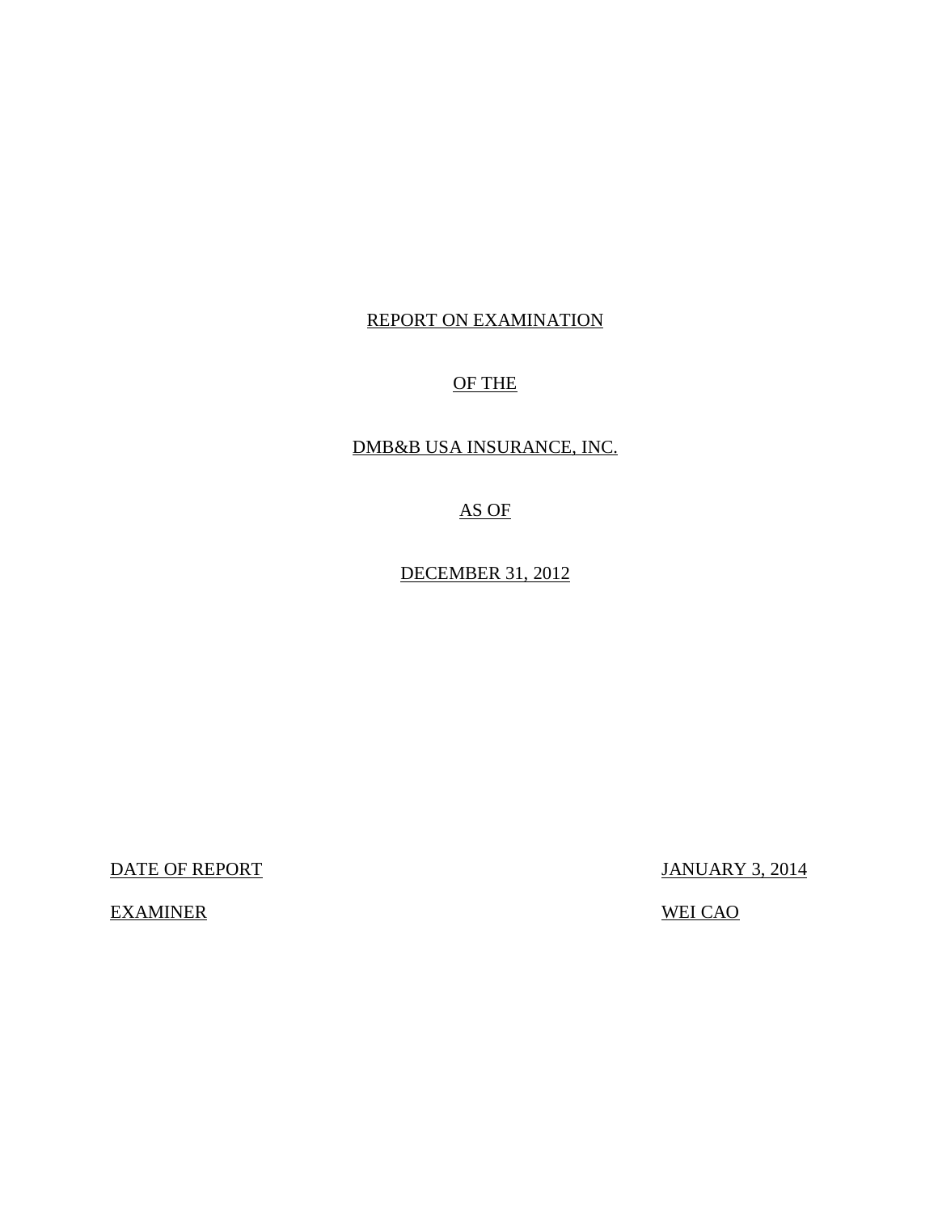# REPORT ON EXAMINATION

# OF THE

# DMB&B USA INSURANCE, INC.

# AS OF

# DECEMBER 31, 2012

| | |
|---|---|
| DATE OF REPORT | JANUARY 3, 2014 |
| EXAMINER | WEI CAO |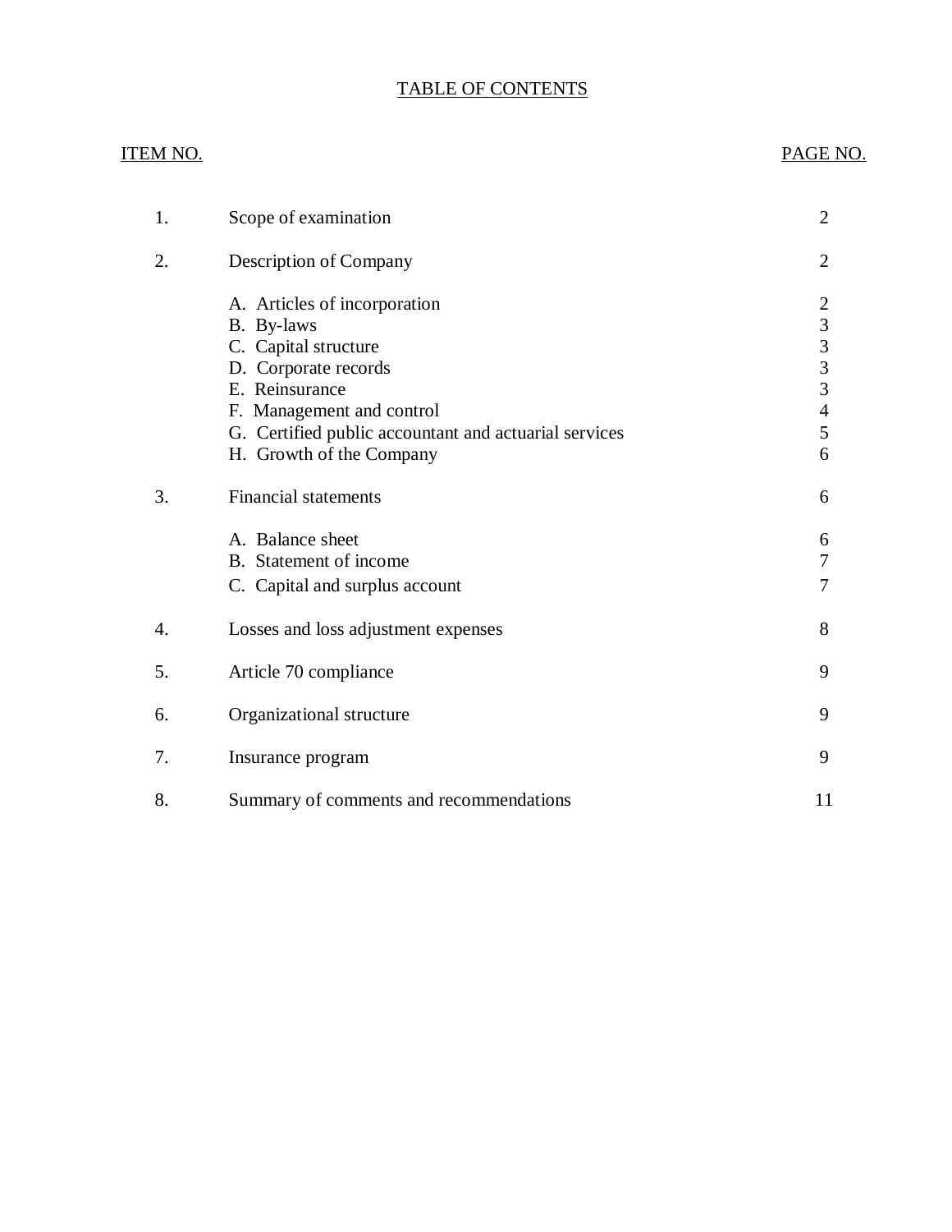# TABLE OF CONTENTS

| ITEM NO. | | PAGE NO. |
|---|---|---|
| 1. | Scope of examination | 2 |
| 2. | Description of Company | 2 |
| | A. Articles of incorporation | 2 |
| | B. By-laws | 3 |
| | C. Capital structure | 3 |
| | D. Corporate records | 3 |
| | E. Reinsurance | 3 |
| | F. Management and control | 4 |
| | G. Certified public accountant and actuarial services | 5 |
| | H. Growth of the Company | 6 |
| 3. | Financial statements | 6 |
| | A. Balance sheet | 6 |
| | B. Statement of income | 7 |
| | C. Capital and surplus account | 7 |
| 4. | Losses and loss adjustment expenses | 8 |
| 5. | Article 70 compliance | 9 |
| 6. | Organizational structure | 9 |
| 7. | Insurance program | 9 |
| 8. | Summary of comments and recommendations | 11 |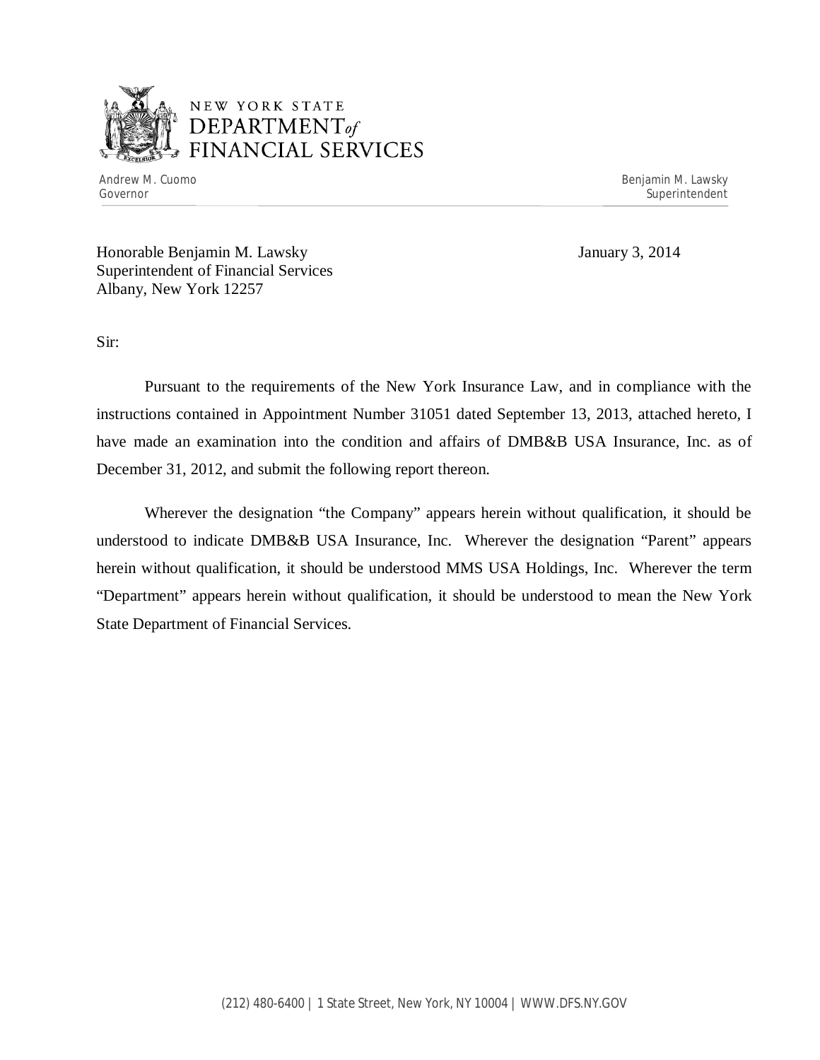NEW YORK STATE
DEPARTMENT *of*
FINANCIAL SERVICES

Andrew M. Cuomo
Governor

Benjamin M. Lawsky
Superintendent

Honorable Benjamin M. Lawsky
Superintendent of Financial Services
Albany, New York 12257

January 3, 2014

Sir:

Pursuant to the requirements of the New York Insurance Law, and in compliance with the instructions contained in Appointment Number 31051 dated September 13, 2013, attached hereto, I have made an examination into the condition and affairs of DMB&B USA Insurance, Inc. as of December 31, 2012, and submit the following report thereon.

Wherever the designation "the Company" appears herein without qualification, it should be understood to indicate DMB&B USA Insurance, Inc. Wherever the designation "Parent" appears herein without qualification, it should be understood MMS USA Holdings, Inc. Wherever the term "Department" appears herein without qualification, it should be understood to mean the New York State Department of Financial Services.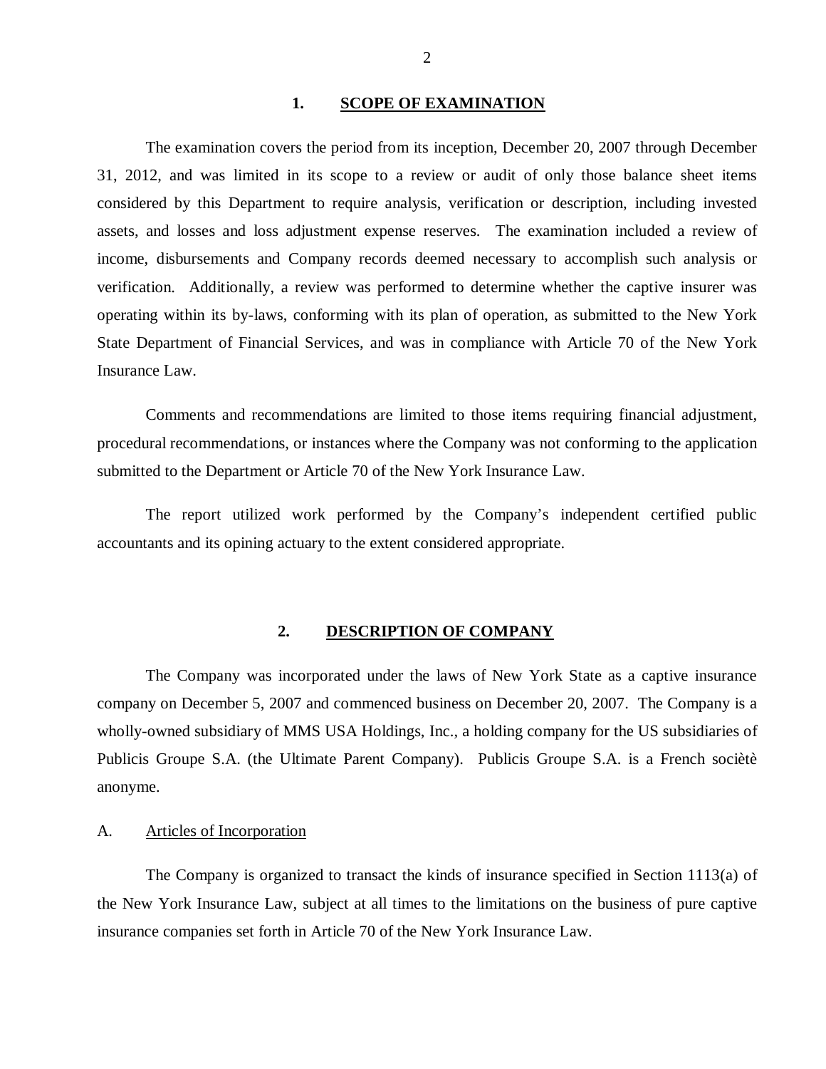## 1. SCOPE OF EXAMINATION

The examination covers the period from its inception, December 20, 2007 through December 31, 2012, and was limited in its scope to a review or audit of only those balance sheet items considered by this Department to require analysis, verification or description, including invested assets, and losses and loss adjustment expense reserves. The examination included a review of income, disbursements and Company records deemed necessary to accomplish such analysis or verification. Additionally, a review was performed to determine whether the captive insurer was operating within its by-laws, conforming with its plan of operation, as submitted to the New York State Department of Financial Services, and was in compliance with Article 70 of the New York Insurance Law.

Comments and recommendations are limited to those items requiring financial adjustment, procedural recommendations, or instances where the Company was not conforming to the application submitted to the Department or Article 70 of the New York Insurance Law.

The report utilized work performed by the Company's independent certified public accountants and its opining actuary to the extent considered appropriate.

## 2. DESCRIPTION OF COMPANY

The Company was incorporated under the laws of New York State as a captive insurance company on December 5, 2007 and commenced business on December 20, 2007. The Company is a wholly-owned subsidiary of MMS USA Holdings, Inc., a holding company for the US subsidiaries of Publicis Groupe S.A. (the Ultimate Parent Company). Publicis Groupe S.A. is a French sociètè anonyme.

### A. Articles of Incorporation

The Company is organized to transact the kinds of insurance specified in Section 1113(a) of the New York Insurance Law, subject at all times to the limitations on the business of pure captive insurance companies set forth in Article 70 of the New York Insurance Law.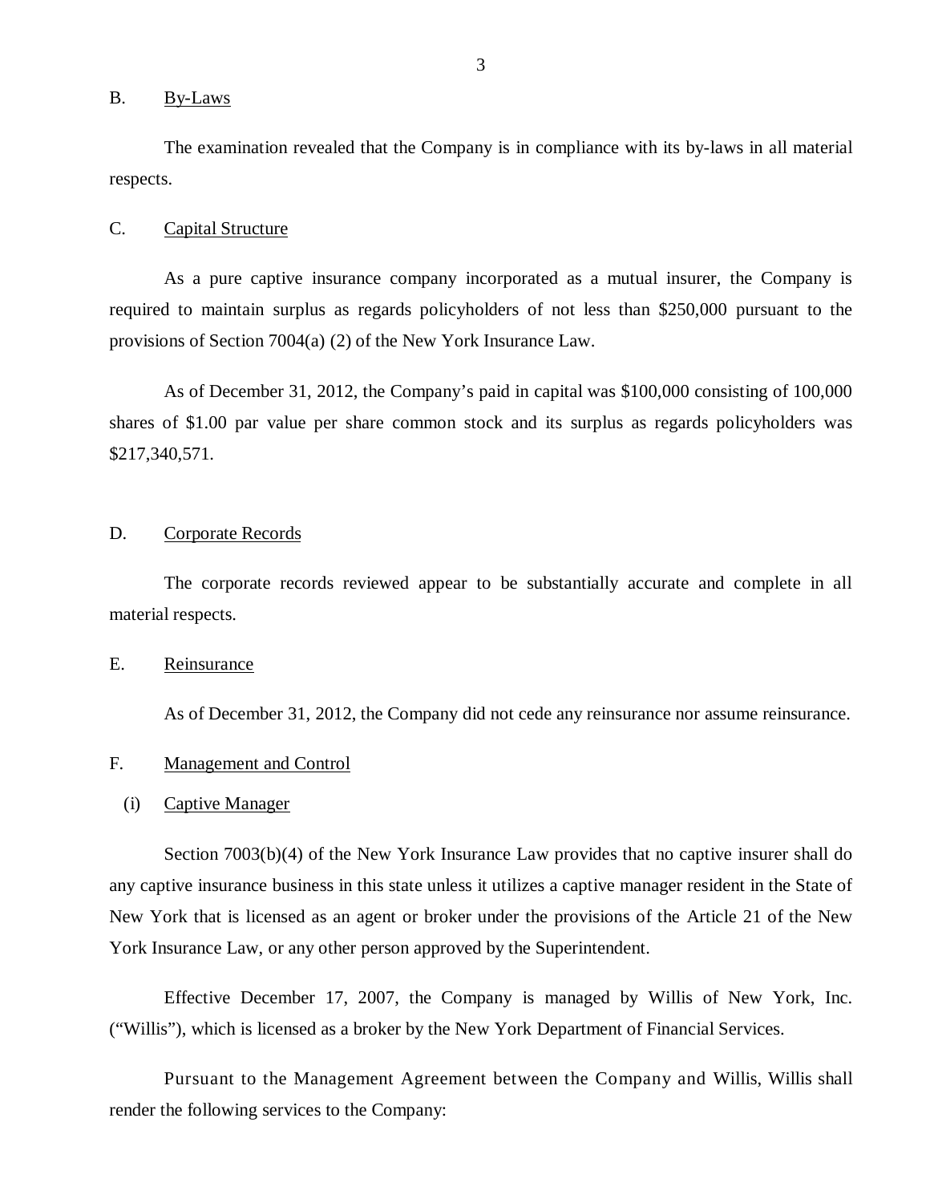## B. By-Laws

The examination revealed that the Company is in compliance with its by-laws in all material respects.

## C. Capital Structure

As a pure captive insurance company incorporated as a mutual insurer, the Company is required to maintain surplus as regards policyholders of not less than $250,000 pursuant to the provisions of Section 7004(a) (2) of the New York Insurance Law.

As of December 31, 2012, the Company's paid in capital was $100,000 consisting of 100,000 shares of $1.00 par value per share common stock and its surplus as regards policyholders was $217,340,571.

## D. Corporate Records

The corporate records reviewed appear to be substantially accurate and complete in all material respects.

## E. Reinsurance

As of December 31, 2012, the Company did not cede any reinsurance nor assume reinsurance.

## F. Management and Control

### (i) Captive Manager

Section 7003(b)(4) of the New York Insurance Law provides that no captive insurer shall do any captive insurance business in this state unless it utilizes a captive manager resident in the State of New York that is licensed as an agent or broker under the provisions of the Article 21 of the New York Insurance Law, or any other person approved by the Superintendent.

Effective December 17, 2007, the Company is managed by Willis of New York, Inc. ("Willis"), which is licensed as a broker by the New York Department of Financial Services.

Pursuant to the Management Agreement between the Company and Willis, Willis shall render the following services to the Company: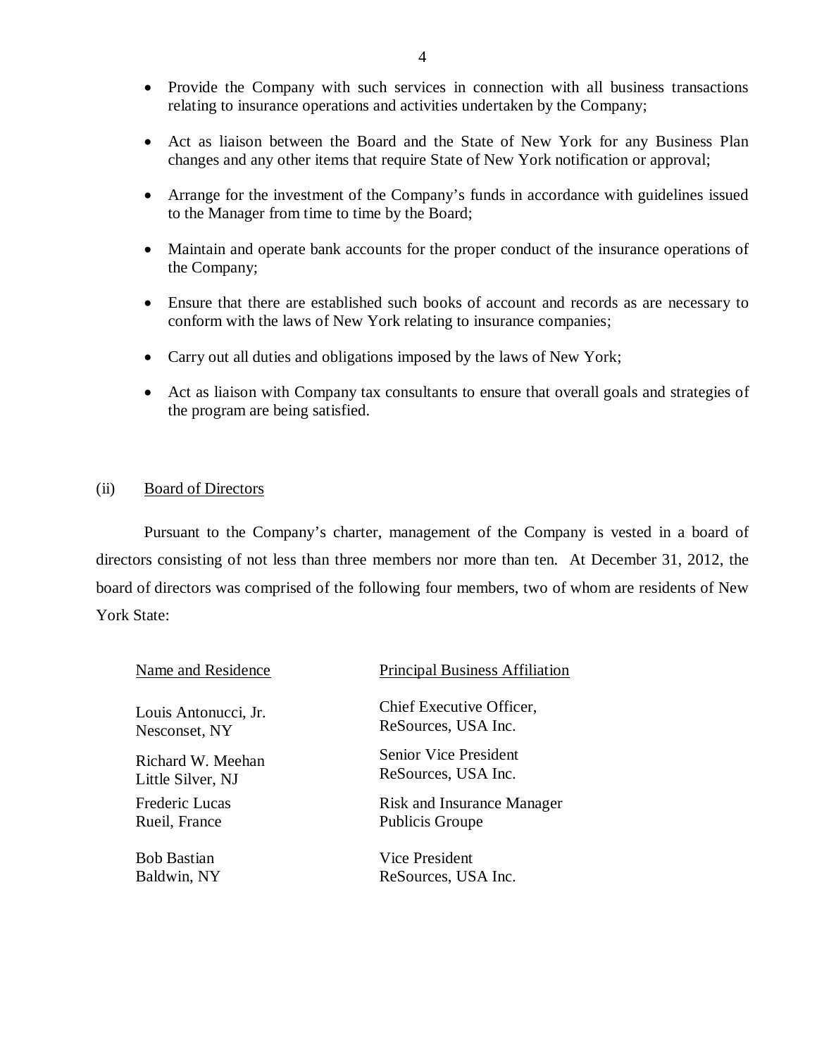- Provide the Company with such services in connection with all business transactions relating to insurance operations and activities undertaken by the Company;

- Act as liaison between the Board and the State of New York for any Business Plan changes and any other items that require State of New York notification or approval;

- Arrange for the investment of the Company's funds in accordance with guidelines issued to the Manager from time to time by the Board;

- Maintain and operate bank accounts for the proper conduct of the insurance operations of the Company;

- Ensure that there are established such books of account and records as are necessary to conform with the laws of New York relating to insurance companies;

- Carry out all duties and obligations imposed by the laws of New York;

- Act as liaison with Company tax consultants to ensure that overall goals and strategies of the program are being satisfied.

(ii) Board of Directors

Pursuant to the Company's charter, management of the Company is vested in a board of directors consisting of not less than three members nor more than ten. At December 31, 2012, the board of directors was comprised of the following four members, two of whom are residents of New York State:

| Name and Residence | Principal Business Affiliation |
|---|---|
| Louis Antonucci, Jr.<br>Nesconset, NY | Chief Executive Officer,<br>ReSources, USA Inc. |
| Richard W. Meehan<br>Little Silver, NJ | Senior Vice President<br>ReSources, USA Inc. |
| Frederic Lucas<br>Rueil, France | Risk and Insurance Manager<br>Publicis Groupe |
| Bob Bastian<br>Baldwin, NY | Vice President<br>ReSources, USA Inc. |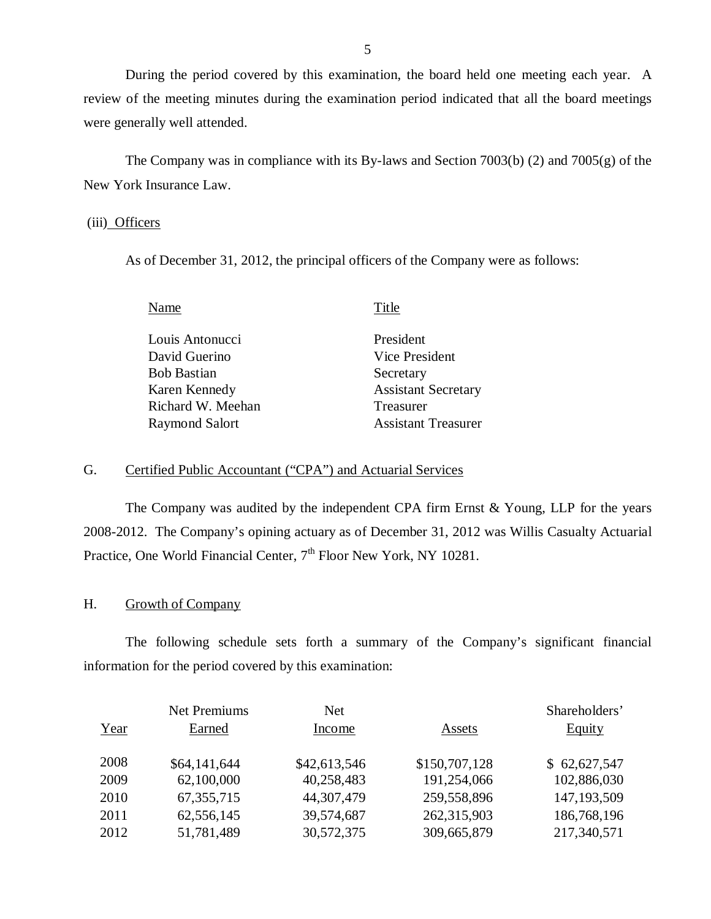During the period covered by this examination, the board held one meeting each year. A review of the meeting minutes during the examination period indicated that all the board meetings were generally well attended.

The Company was in compliance with its By-laws and Section 7003(b) (2) and 7005(g) of the New York Insurance Law.

(iii) Officers

As of December 31, 2012, the principal officers of the Company were as follows:

| Name | Title |
|---|---|
| Louis Antonucci | President |
| David Guerino | Vice President |
| Bob Bastian | Secretary |
| Karen Kennedy | Assistant Secretary |
| Richard W. Meehan | Treasurer |
| Raymond Salort | Assistant Treasurer |

## G. Certified Public Accountant ("CPA") and Actuarial Services

The Company was audited by the independent CPA firm Ernst & Young, LLP for the years 2008-2012. The Company's opining actuary as of December 31, 2012 was Willis Casualty Actuarial Practice, One World Financial Center, 7th Floor New York, NY 10281.

## H. Growth of Company

The following schedule sets forth a summary of the Company's significant financial information for the period covered by this examination:

| Year | Net Premiums Earned | Net Income | Assets | Shareholders' Equity |
|---|---|---|---|---|
| 2008 | $64,141,644 | $42,613,546 | $150,707,128 | $ 62,627,547 |
| 2009 | 62,100,000 | 40,258,483 | 191,254,066 | 102,886,030 |
| 2010 | 67,355,715 | 44,307,479 | 259,558,896 | 147,193,509 |
| 2011 | 62,556,145 | 39,574,687 | 262,315,903 | 186,768,196 |
| 2012 | 51,781,489 | 30,572,375 | 309,665,879 | 217,340,571 |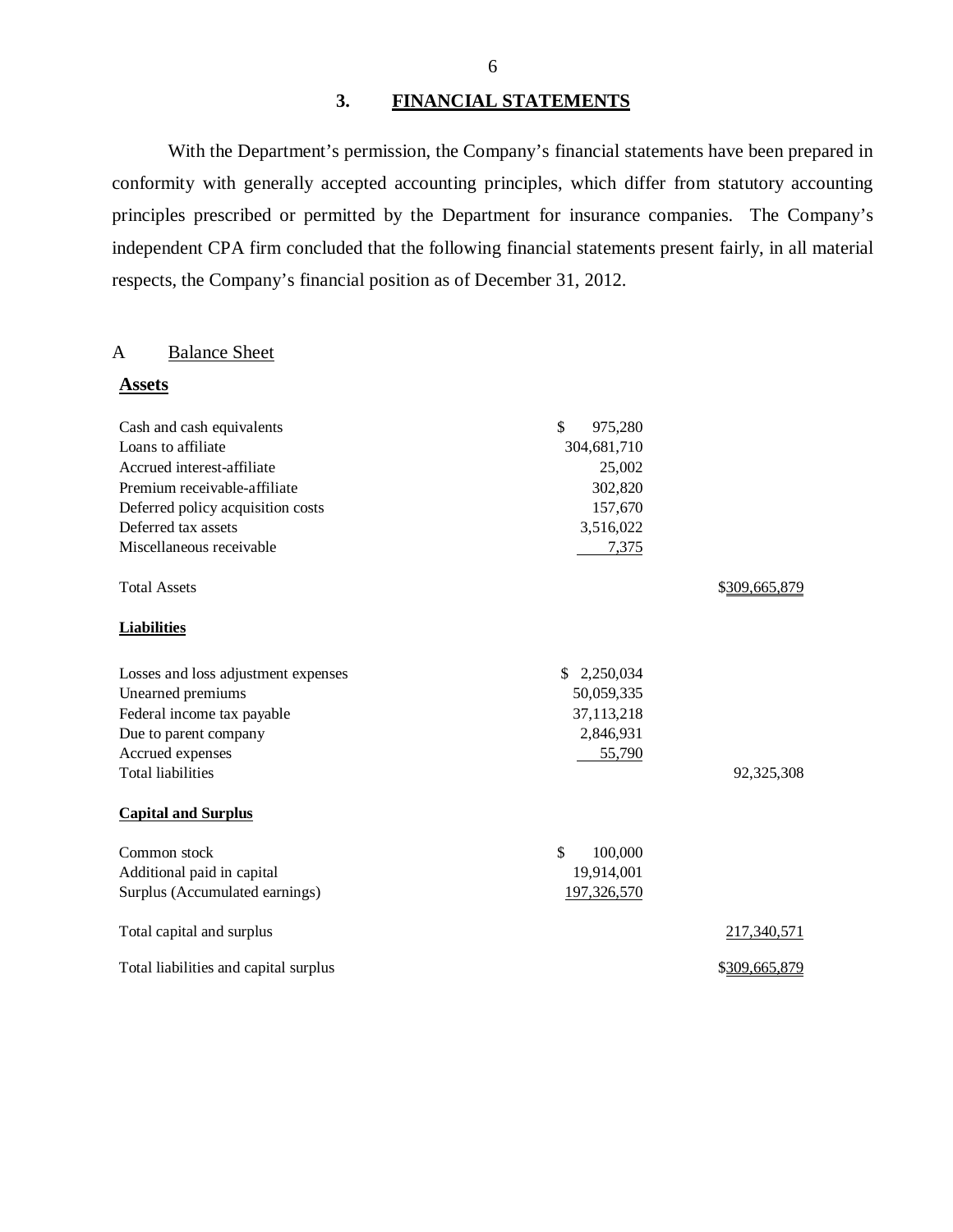## 3. FINANCIAL STATEMENTS

With the Department's permission, the Company's financial statements have been prepared in conformity with generally accepted accounting principles, which differ from statutory accounting principles prescribed or permitted by the Department for insurance companies. The Company's independent CPA firm concluded that the following financial statements present fairly, in all material respects, the Company's financial position as of December 31, 2012.

### A Balance Sheet

| | | |
|---|---|---|
| **Assets** | | |
| Cash and cash equivalents | $ 975,280 | |
| Loans to affiliate | 304,681,710 | |
| Accrued interest-affiliate | 25,002 | |
| Premium receivable-affiliate | 302,820 | |
| Deferred policy acquisition costs | 157,670 | |
| Deferred tax assets | 3,516,022 | |
| Miscellaneous receivable | 7,375 | |
| Total Assets | | $309,665,879 |
| **Liabilities** | | |
| Losses and loss adjustment expenses | $ 2,250,034 | |
| Unearned premiums | 50,059,335 | |
| Federal income tax payable | 37,113,218 | |
| Due to parent company | 2,846,931 | |
| Accrued expenses | 55,790 | |
| Total liabilities | | 92,325,308 |
| **Capital and Surplus** | | |
| Common stock | $ 100,000 | |
| Additional paid in capital | 19,914,001 | |
| Surplus (Accumulated earnings) | 197,326,570 | |
| Total capital and surplus | | 217,340,571 |
| Total liabilities and capital surplus | | $309,665,879 |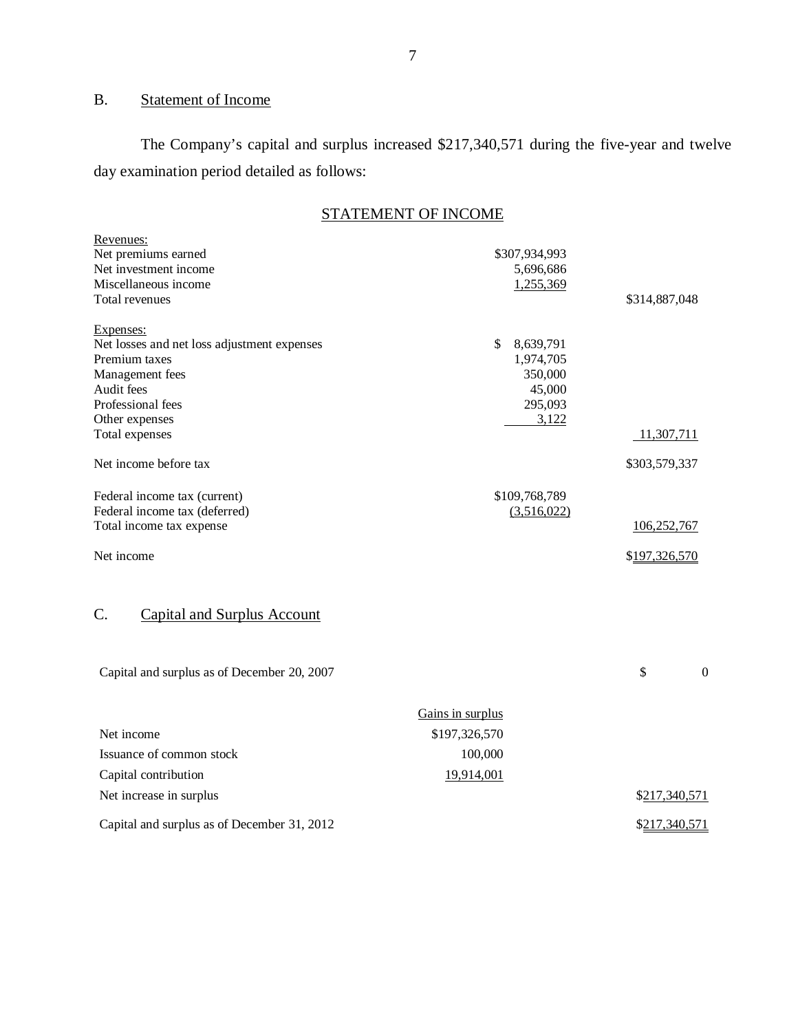## B. Statement of Income

The Company's capital and surplus increased $217,340,571 during the five-year and twelve day examination period detailed as follows:

### STATEMENT OF INCOME

| | | |
|---|---|---|
| Revenues: | | |
| Net premiums earned | $307,934,993 | |
| Net investment income | 5,696,686 | |
| Miscellaneous income | 1,255,369 | |
| Total revenues | | $314,887,048 |
| | | |
| Expenses: | | |
| Net losses and net loss adjustment expenses | $ 8,639,791 | |
| Premium taxes | 1,974,705 | |
| Management fees | 350,000 | |
| Audit fees | 45,000 | |
| Professional fees | 295,093 | |
| Other expenses | 3,122 | |
| Total expenses | | 11,307,711 |
| | | |
| Net income before tax | | $303,579,337 |
| | | |
| Federal income tax (current) | $109,768,789 | |
| Federal income tax (deferred) | (3,516,022) | |
| Total income tax expense | | 106,252,767 |
| | | |
| Net income | | $197,326,570 |

## C. Capital and Surplus Account

| | | |
|---|---|---|
| Capital and surplus as of December 20, 2007 | | $ 0 |
| | Gains in surplus | |
| Net income | $197,326,570 | |
| Issuance of common stock | 100,000 | |
| Capital contribution | 19,914,001 | |
| Net increase in surplus | | $217,340,571 |
| Capital and surplus as of December 31, 2012 | | $217,340,571 |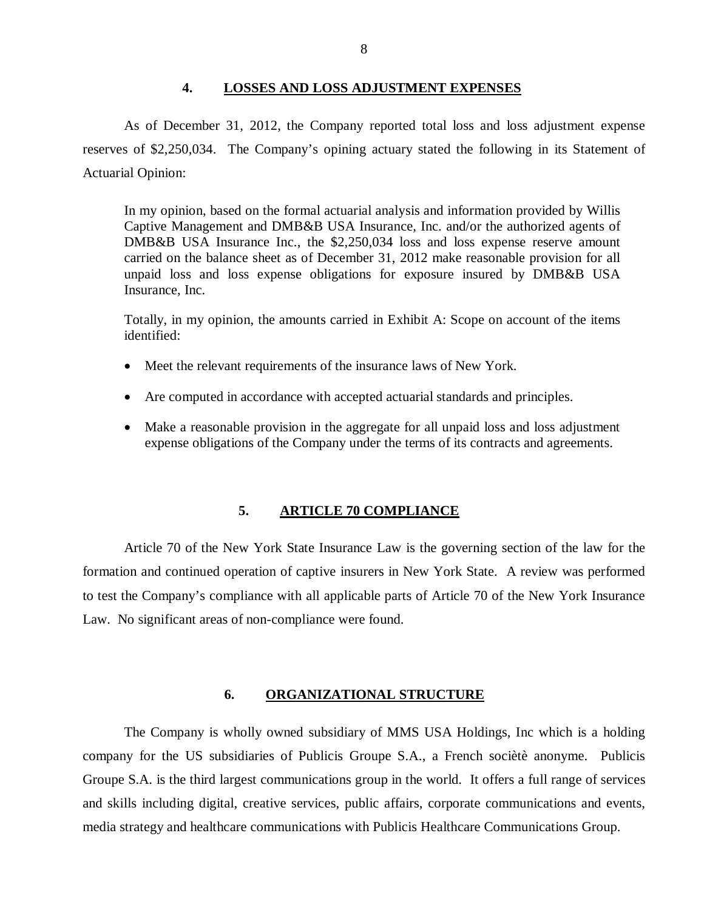## 4. LOSSES AND LOSS ADJUSTMENT EXPENSES

As of December 31, 2012, the Company reported total loss and loss adjustment expense reserves of $2,250,034. The Company's opining actuary stated the following in its Statement of Actuarial Opinion:

> In my opinion, based on the formal actuarial analysis and information provided by Willis Captive Management and DMB&B USA Insurance, Inc. and/or the authorized agents of DMB&B USA Insurance Inc., the $2,250,034 loss and loss expense reserve amount carried on the balance sheet as of December 31, 2012 make reasonable provision for all unpaid loss and loss expense obligations for exposure insured by DMB&B USA Insurance, Inc.
>
> Totally, in my opinion, the amounts carried in Exhibit A: Scope on account of the items identified:
>
> - Meet the relevant requirements of the insurance laws of New York.
> - Are computed in accordance with accepted actuarial standards and principles.
> - Make a reasonable provision in the aggregate for all unpaid loss and loss adjustment expense obligations of the Company under the terms of its contracts and agreements.

## 5. ARTICLE 70 COMPLIANCE

Article 70 of the New York State Insurance Law is the governing section of the law for the formation and continued operation of captive insurers in New York State. A review was performed to test the Company's compliance with all applicable parts of Article 70 of the New York Insurance Law. No significant areas of non-compliance were found.

## 6. ORGANIZATIONAL STRUCTURE

The Company is wholly owned subsidiary of MMS USA Holdings, Inc which is a holding company for the US subsidiaries of Publicis Groupe S.A., a French socìètè anonyme. Publicis Groupe S.A. is the third largest communications group in the world. It offers a full range of services and skills including digital, creative services, public affairs, corporate communications and events, media strategy and healthcare communications with Publicis Healthcare Communications Group.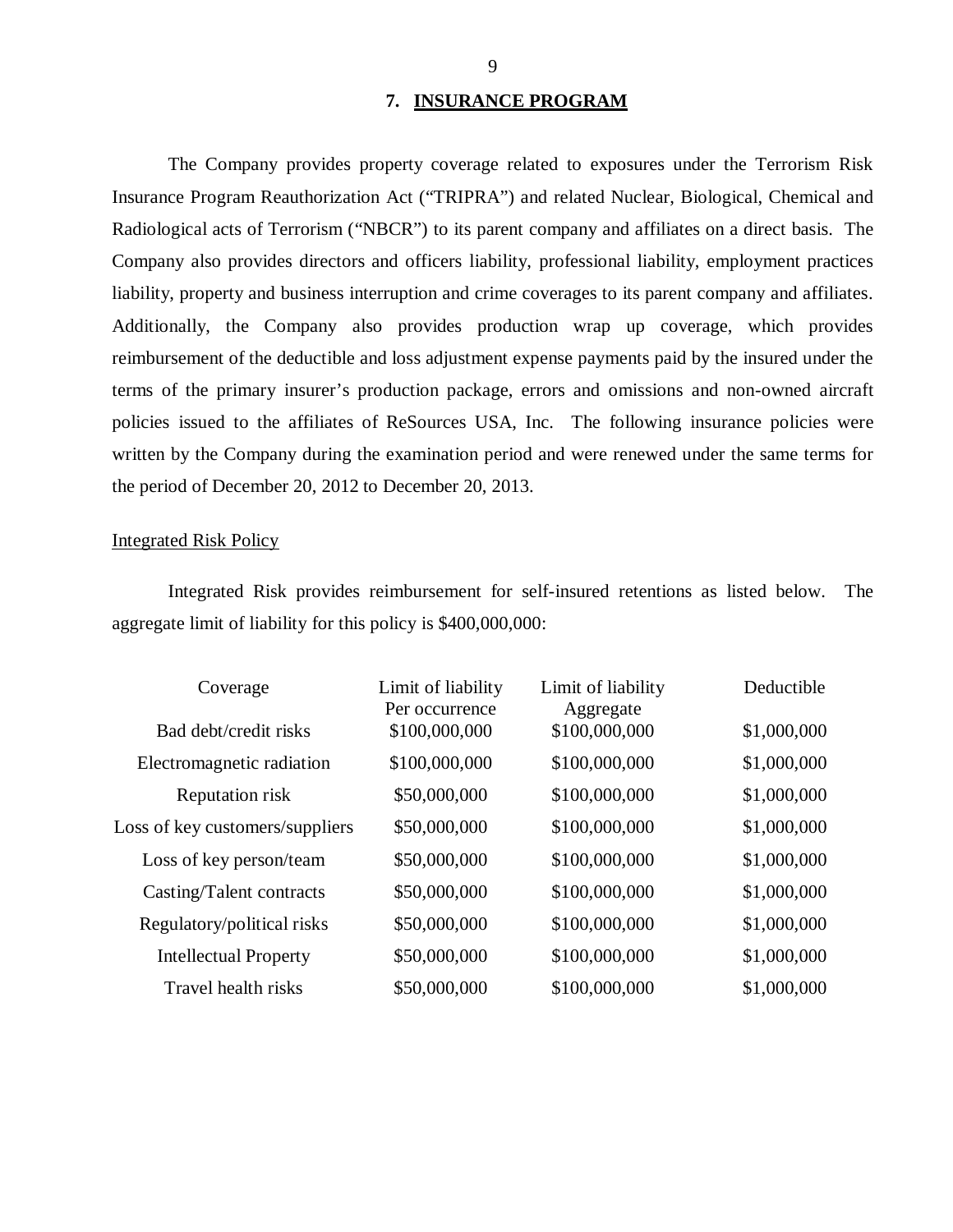## 7. INSURANCE PROGRAM

The Company provides property coverage related to exposures under the Terrorism Risk Insurance Program Reauthorization Act ("TRIPRA") and related Nuclear, Biological, Chemical and Radiological acts of Terrorism ("NBCR") to its parent company and affiliates on a direct basis. The Company also provides directors and officers liability, professional liability, employment practices liability, property and business interruption and crime coverages to its parent company and affiliates. Additionally, the Company also provides production wrap up coverage, which provides reimbursement of the deductible and loss adjustment expense payments paid by the insured under the terms of the primary insurer's production package, errors and omissions and non-owned aircraft policies issued to the affiliates of ReSources USA, Inc. The following insurance policies were written by the Company during the examination period and were renewed under the same terms for the period of December 20, 2012 to December 20, 2013.

Integrated Risk Policy

Integrated Risk provides reimbursement for self-insured retentions as listed below. The aggregate limit of liability for this policy is $400,000,000:

| Coverage | Limit of liability Per occurrence | Limit of liability Aggregate | Deductible |
|---|---|---|---|
| Bad debt/credit risks | $100,000,000 | $100,000,000 | $1,000,000 |
| Electromagnetic radiation | $100,000,000 | $100,000,000 | $1,000,000 |
| Reputation risk | $50,000,000 | $100,000,000 | $1,000,000 |
| Loss of key customers/suppliers | $50,000,000 | $100,000,000 | $1,000,000 |
| Loss of key person/team | $50,000,000 | $100,000,000 | $1,000,000 |
| Casting/Talent contracts | $50,000,000 | $100,000,000 | $1,000,000 |
| Regulatory/political risks | $50,000,000 | $100,000,000 | $1,000,000 |
| Intellectual Property | $50,000,000 | $100,000,000 | $1,000,000 |
| Travel health risks | $50,000,000 | $100,000,000 | $1,000,000 |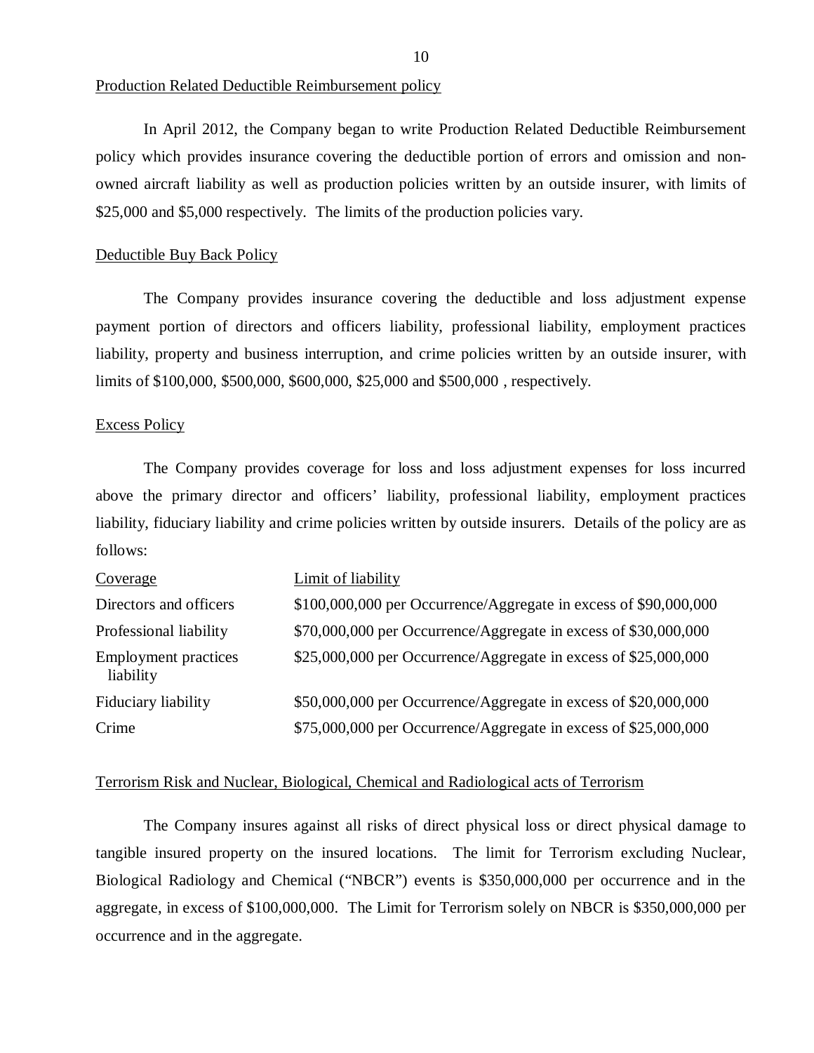Production Related Deductible Reimbursement policy

In April 2012, the Company began to write Production Related Deductible Reimbursement policy which provides insurance covering the deductible portion of errors and omission and non-owned aircraft liability as well as production policies written by an outside insurer, with limits of $25,000 and $5,000 respectively. The limits of the production policies vary.

Deductible Buy Back Policy

The Company provides insurance covering the deductible and loss adjustment expense payment portion of directors and officers liability, professional liability, employment practices liability, property and business interruption, and crime policies written by an outside insurer, with limits of $100,000, $500,000, $600,000, $25,000 and $500,000 , respectively.

Excess Policy

The Company provides coverage for loss and loss adjustment expenses for loss incurred above the primary director and officers' liability, professional liability, employment practices liability, fiduciary liability and crime policies written by outside insurers. Details of the policy are as follows:

| Coverage | Limit of liability |
|---|---|
| Directors and officers | $100,000,000 per Occurrence/Aggregate in excess of $90,000,000 |
| Professional liability | $70,000,000 per Occurrence/Aggregate in excess of $30,000,000 |
| Employment practices liability | $25,000,000 per Occurrence/Aggregate in excess of $25,000,000 |
| Fiduciary liability | $50,000,000 per Occurrence/Aggregate in excess of $20,000,000 |
| Crime | $75,000,000 per Occurrence/Aggregate in excess of $25,000,000 |

Terrorism Risk and Nuclear, Biological, Chemical and Radiological acts of Terrorism

The Company insures against all risks of direct physical loss or direct physical damage to tangible insured property on the insured locations. The limit for Terrorism excluding Nuclear, Biological Radiology and Chemical ("NBCR") events is $350,000,000 per occurrence and in the aggregate, in excess of $100,000,000. The Limit for Terrorism solely on NBCR is $350,000,000 per occurrence and in the aggregate.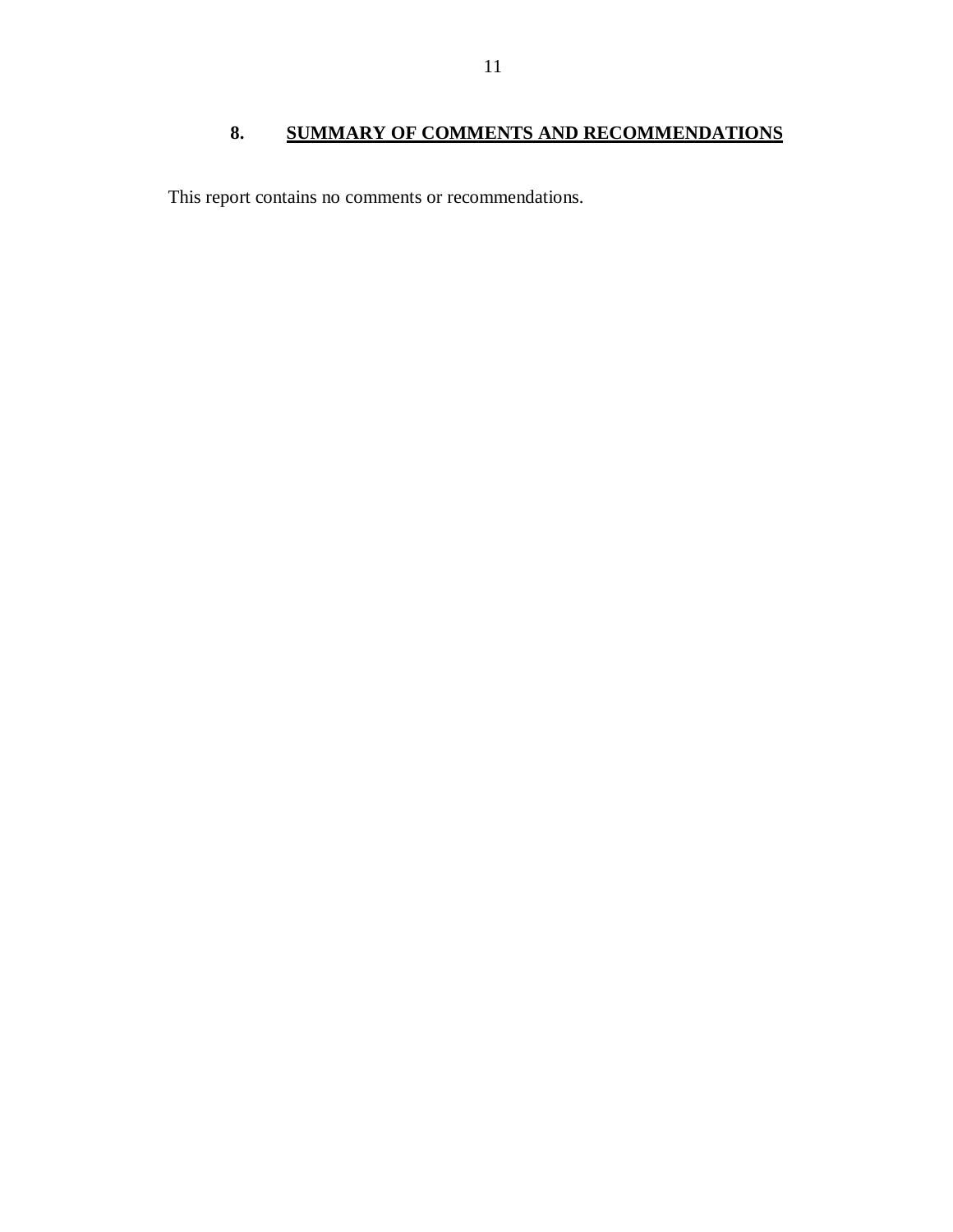## 8. SUMMARY OF COMMENTS AND RECOMMENDATIONS

This report contains no comments or recommendations.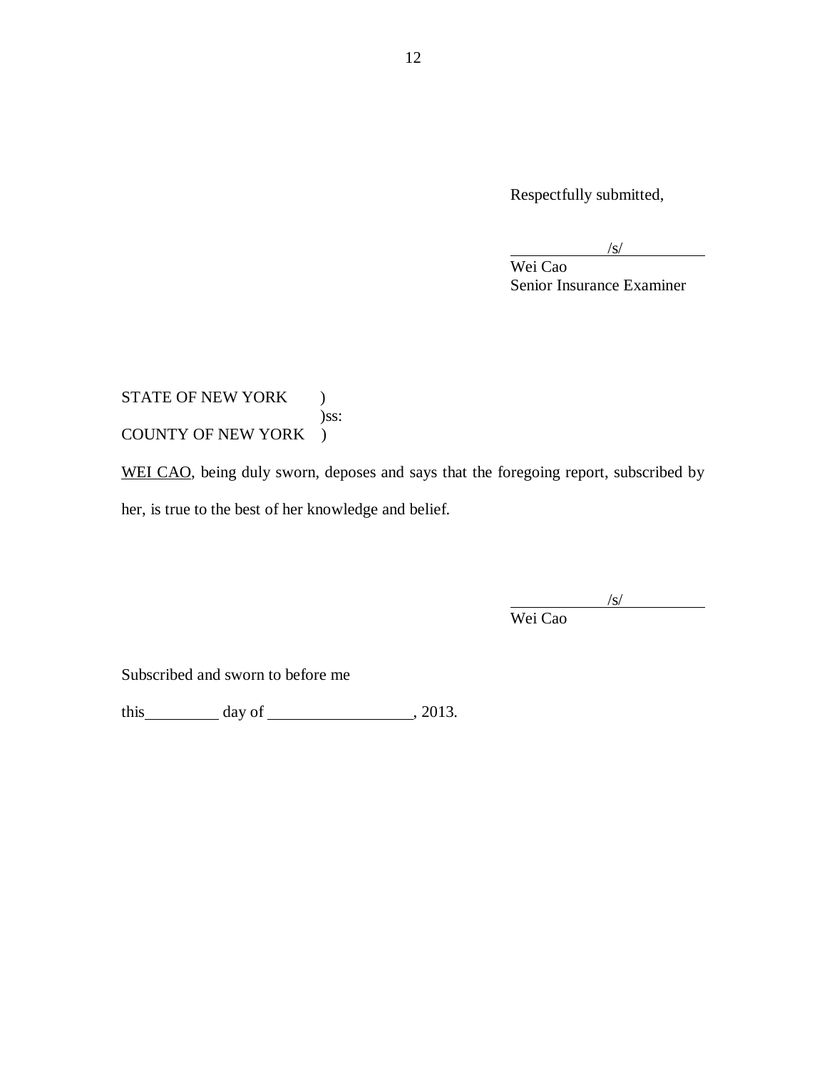Respectfully submitted,

/s/

Wei Cao
Senior Insurance Examiner

STATE OF NEW YORK )
)ss:
COUNTY OF NEW YORK )

WEI CAO, being duly sworn, deposes and says that the foregoing report, subscribed by her, is true to the best of her knowledge and belief.

/s/

Wei Cao

Subscribed and sworn to before me

this __________ day of ____________________, 2013.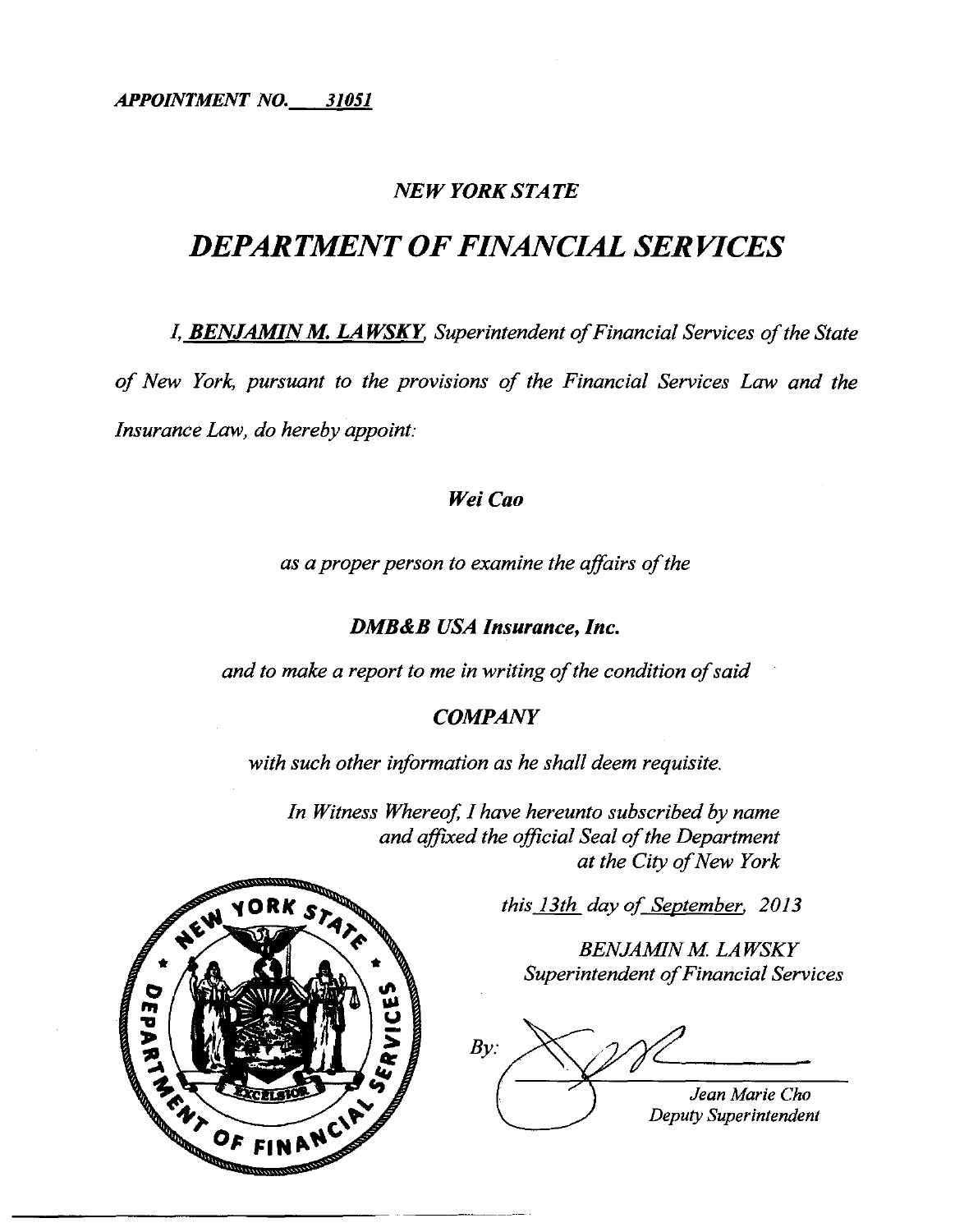*APPOINTMENT NO.* ***31051***

## *NEW YORK STATE*

# *DEPARTMENT OF FINANCIAL SERVICES*

*I,* ***BENJAMIN M. LAWSKY****, Superintendent of Financial Services of the State of New York, pursuant to the provisions of the Financial Services Law and the Insurance Law, do hereby appoint:*

***Wei Cao***

*as a proper person to examine the affairs of the*

***DMB&B USA Insurance, Inc.***

*and to make a report to me in writing of the condition of said*

***COMPANY***

*with such other information as he shall deem requisite.*

*In Witness Whereof, I have hereunto subscribed by name and affixed the official Seal of the Department at the City of New York*

*this 13th day of September, 2013*

*BENJAMIN M. LAWSKY*
*Superintendent of Financial Services*

*By:*

*Jean Marie Cho*
*Deputy Superintendent*